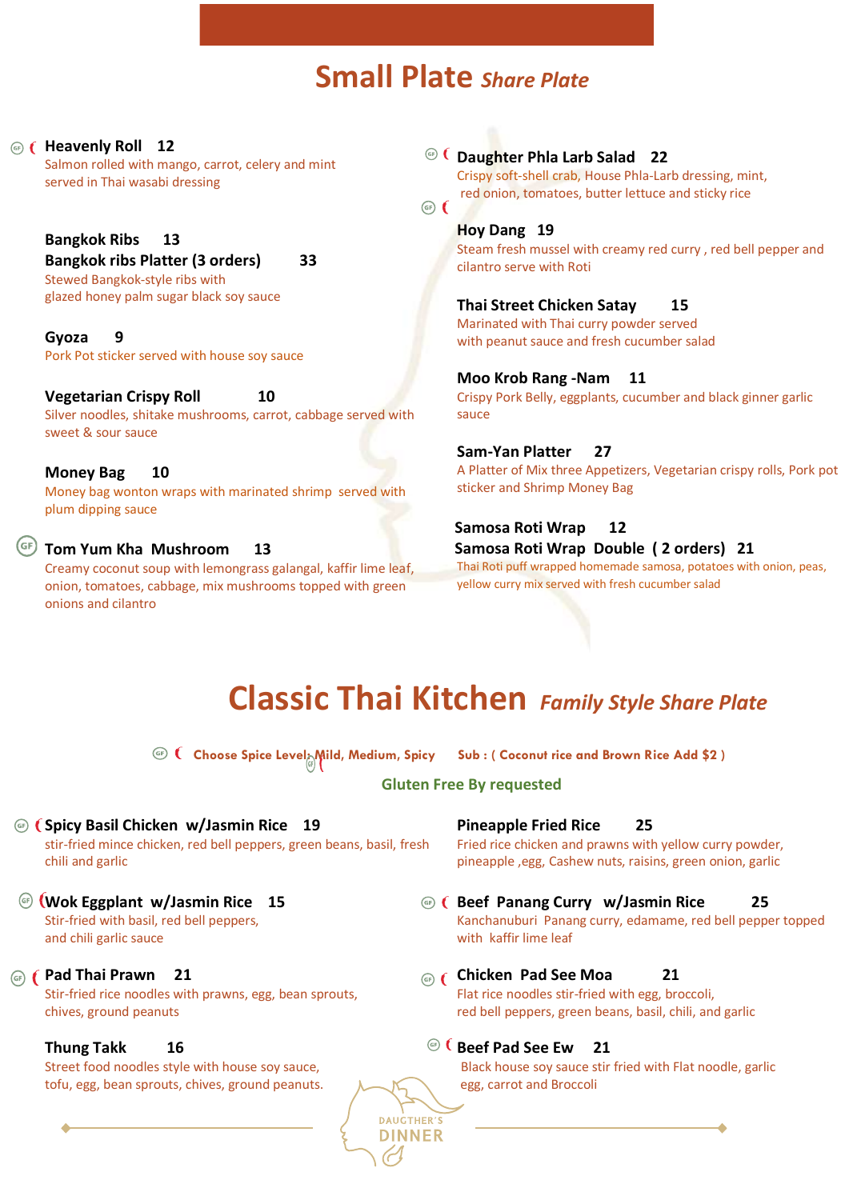## Small Plate *Share Plate*

**Heavenly Roll 12**
Salmon rolled with mango, carrot, celery and mint served in Thai wasabi dressing

**Bangkok Ribs 13**
**Bangkok ribs Platter (3 orders) 33**
Stewed Bangkok-style ribs with glazed honey palm sugar black soy sauce

**Gyoza 9**
Pork Pot sticker served with house soy sauce

**Vegetarian Crispy Roll 10**
Silver noodles, shitake mushrooms, carrot, cabbage served with sweet & sour sauce

**Money Bag 10**
Money bag wonton wraps with marinated shrimp served with plum dipping sauce

**Tom Yum Kha Mushroom 13**
Creamy coconut soup with lemongrass galangal, kaffir lime leaf, onion, tomatoes, cabbage, mix mushrooms topped with green onions and cilantro

**Daughter Phla Larb Salad 22**
Crispy soft-shell crab, House Phla-Larb dressing, mint, red onion, tomatoes, butter lettuce and sticky rice

**Hoy Dang 19**
Steam fresh mussel with creamy red curry , red bell pepper and cilantro serve with Roti

**Thai Street Chicken Satay 15**
Marinated with Thai curry powder served with peanut sauce and fresh cucumber salad

**Moo Krob Rang -Nam 11**
Crispy Pork Belly, eggplants, cucumber and black ginner garlic sauce

**Sam-Yan Platter 27**
A Platter of Mix three Appetizers, Vegetarian crispy rolls, Pork pot sticker and Shrimp Money Bag

**Samosa Roti Wrap 12**
**Samosa Roti Wrap Double ( 2 orders) 21**
Thai Roti puff wrapped homemade samosa, potatoes with onion, peas, yellow curry mix served with fresh cucumber salad

## Classic Thai Kitchen *Family Style Share Plate*

**Choose Spice Level: Mild, Medium, Spicy**  **Sub : ( Coconut rice and Brown Rice Add $2 )**

**Gluten Free By requested**

**Spicy Basil Chicken w/Jasmin Rice 19**
stir-fried mince chicken, red bell peppers, green beans, basil, fresh chili and garlic

**Wok Eggplant w/Jasmin Rice 15**
Stir-fried with basil, red bell peppers, and chili garlic sauce

**Pad Thai Prawn 21**
Stir-fried rice noodles with prawns, egg, bean sprouts, chives, ground peanuts

**Thung Takk 16**
Street food noodles style with house soy sauce, tofu, egg, bean sprouts, chives, ground peanuts.

**Pineapple Fried Rice 25**
Fried rice chicken and prawns with yellow curry powder, pineapple ,egg, Cashew nuts, raisins, green onion, garlic

**Beef Panang Curry w/Jasmin Rice 25**
Kanchanuburi Panang curry, edamame, red bell pepper topped with kaffir lime leaf

**Chicken Pad See Moa 21**
Flat rice noodles stir-fried with egg, broccoli, red bell peppers, green beans, basil, chili, and garlic

**Beef Pad See Ew 21**
Black house soy sauce stir fried with Flat noodle, garlic egg, carrot and Broccoli

DAUGTHER'S DINNER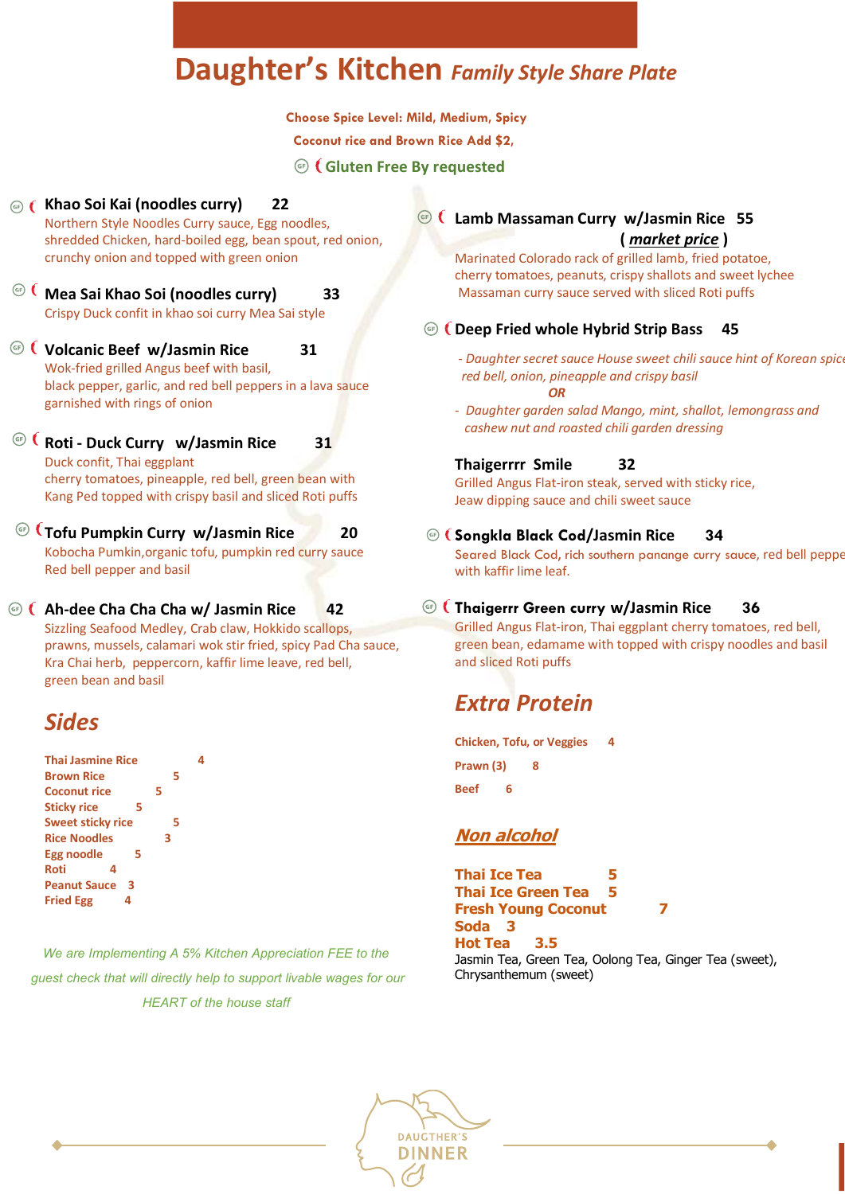# Daughter's Kitchen *Family Style Share Plate*

**Choose Spice Level: Mild, Medium, Spicy**

**Coconut rice and Brown Rice Add $2,**

**Gluten Free By requested**

**Khao Soi Kai (noodles curry)** 22
Northern Style Noodles Curry sauce, Egg noodles, shredded Chicken, hard-boiled egg, bean spout, red onion, crunchy onion and topped with green onion

**Mea Sai Khao Soi (noodles curry)** 33
Crispy Duck confit in khao soi curry Mea Sai style

**Volcanic Beef w/Jasmin Rice** 31
Wok-fried grilled Angus beef with basil, black pepper, garlic, and red bell peppers in a lava sauce garnished with rings of onion

**Roti - Duck Curry w/Jasmin Rice** 31
Duck confit, Thai eggplant cherry tomatoes, pineapple, red bell, green bean with Kang Ped topped with crispy basil and sliced Roti puffs

**Tofu Pumpkin Curry w/Jasmin Rice** 20
Kobocha Pumkin,organic tofu, pumpkin red curry sauce Red bell pepper and basil

**Ah-dee Cha Cha Cha w/ Jasmin Rice** 42
Sizzling Seafood Medley, Crab claw, Hokkido scallops, prawns, mussels, calamari wok stir fried, spicy Pad Cha sauce, Kra Chai herb, peppercorn, kaffir lime leave, red bell, green bean and basil

## Sides

| | |
|---|---|
| Thai Jasmine Rice | 4 |
| Brown Rice | 5 |
| Coconut rice | 5 |
| Sticky rice | 5 |
| Sweet sticky rice | 5 |
| Rice Noodles | 3 |
| Egg noodle | 5 |
| Roti | 4 |
| Peanut Sauce | 3 |
| Fried Egg | 4 |

*We are Implementing A 5% Kitchen Appreciation FEE to the guest check that will directly help to support livable wages for our HEART of the house staff*

**Lamb Massaman Curry w/Jasmin Rice** 55
**( *market price* )**
Marinated Colorado rack of grilled lamb, fried potatoe, cherry tomatoes, peanuts, crispy shallots and sweet lychee Massaman curry sauce served with sliced Roti puffs

**Deep Fried whole Hybrid Strip Bass** 45

- *Daughter secret sauce House sweet chili sauce hint of Korean spice red bell, onion, pineapple and crispy basil*

*OR*

- *Daughter garden salad Mango, mint, shallot, lemongrass and cashew nut and roasted chili garden dressing*

**Thaigerrrr Smile** 32
Grilled Angus Flat-iron steak, served with sticky rice, Jeaw dipping sauce and chili sweet sauce

**Songkla Black Cod/Jasmin Rice** 34
Seared Black Cod, rich southern panange curry sauce, red bell pepper with kaffir lime leaf.

**Thaigerrr Green curry w/Jasmin Rice** 36
Grilled Angus Flat-iron, Thai eggplant cherry tomatoes, red bell, green bean, edamame with topped with crispy noodles and basil and sliced Roti puffs

## Extra Protein

| | |
|---|---|
| Chicken, Tofu, or Veggies | 4 |
| Prawn (3) | 8 |
| Beef | 6 |

## *Non alcohol*

| | |
|---|---|
| **Thai Ice Tea** | **5** |
| **Thai Ice Green Tea** | **5** |
| **Fresh Young Coconut** | **7** |
| **Soda** | **3** |
| **Hot Tea** | **3.5** |

Jasmin Tea, Green Tea, Oolong Tea, Ginger Tea (sweet), Chrysanthemum (sweet)

DAUGTHER'S DINNER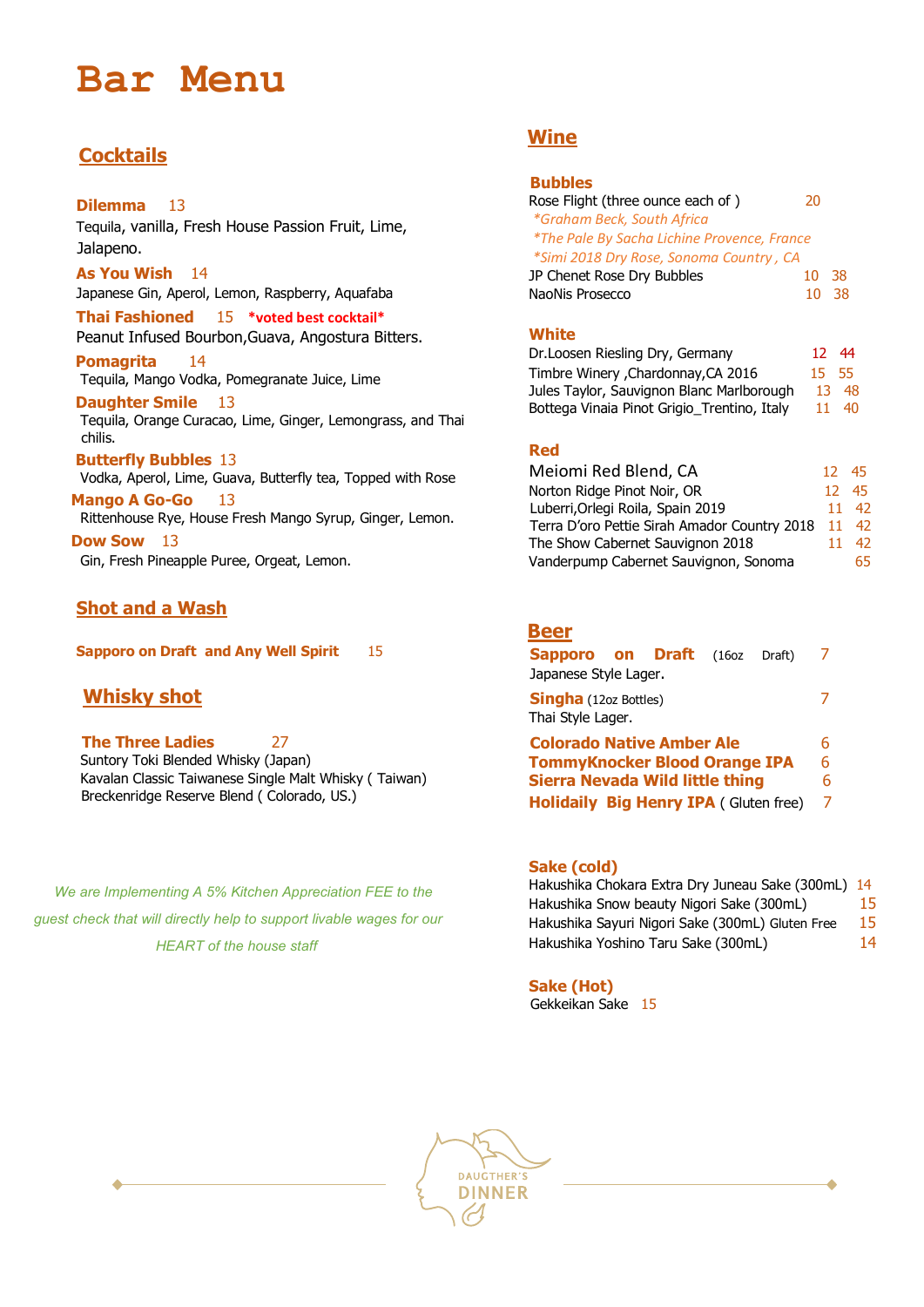# Bar Menu

## Cocktails

**Dilemma** 13
Tequila, vanilla, Fresh House Passion Fruit, Lime, Jalapeno.

**As You Wish** 14
Japanese Gin, Aperol, Lemon, Raspberry, Aquafaba

**Thai Fashioned** 15 ***voted best cocktail***
Peanut Infused Bourbon,Guava, Angostura Bitters.

**Pomagrita** 14
Tequila, Mango Vodka, Pomegranate Juice, Lime

**Daughter Smile** 13
Tequila, Orange Curacao, Lime, Ginger, Lemongrass, and Thai chilis.

**Butterfly Bubbles** 13
Vodka, Aperol, Lime, Guava, Butterfly tea, Topped with Rose

**Mango A Go-Go** 13
Rittenhouse Rye, House Fresh Mango Syrup, Ginger, Lemon.

**Dow Sow** 13
Gin, Fresh Pineapple Puree, Orgeat, Lemon.

## Shot and a Wash

**Sapporo on Draft and Any Well Spirit** 15

## Whisky shot

**The Three Ladies** 27
Suntory Toki Blended Whisky (Japan)
Kavalan Classic Taiwanese Single Malt Whisky ( Taiwan)
Breckenridge Reserve Blend ( Colorado, US.)

*We are Implementing A 5% Kitchen Appreciation FEE to the guest check that will directly help to support livable wages for our HEART of the house staff*

## Wine

### Bubbles

Rose Flight (three ounce each of ) 20
*\*Graham Beck, South Africa*
*\*The Pale By Sacha Lichine Provence, France*
*\*Simi 2018 Dry Rose, Sonoma Country , CA*

| | | |
|---|---|---|
| JP Chenet Rose Dry Bubbles | 10 | 38 |
| NaoNis Prosecco | 10 | 38 |

### White

| | | |
|---|---|---|
| Dr.Loosen Riesling Dry, Germany | 12 | 44 |
| Timbre Winery ,Chardonnay,CA 2016 | 15 | 55 |
| Jules Taylor, Sauvignon Blanc Marlborough | 13 | 48 |
| Bottega Vinaia Pinot Grigio_Trentino, Italy | 11 | 40 |

### Red

| | | |
|---|---|---|
| Meiomi Red Blend, CA | 12 | 45 |
| Norton Ridge Pinot Noir, OR | 12 | 45 |
| Luberri,Orlegi Roila, Spain 2019 | 11 | 42 |
| Terra D'oro Pettie Sirah Amador Country 2018 | 11 | 42 |
| The Show Cabernet Sauvignon 2018 | 11 | 42 |
| Vanderpump Cabernet Sauvignon, Sonoma | | 65 |

## Beer

**Sapporo on Draft** (16oz Draft) 7
Japanese Style Lager.

**Singha** (12oz Bottles) 7
Thai Style Lager.

**Colorado Native Amber Ale** 6
**TommyKnocker Blood Orange IPA** 6
**Sierra Nevada Wild little thing** 6
**Holidaily Big Henry IPA** ( Gluten free) 7

### Sake (cold)

| | |
|---|---|
| Hakushika Chokara Extra Dry Juneau Sake (300mL) | 14 |
| Hakushika Snow beauty Nigori Sake (300mL) | 15 |
| Hakushika Sayuri Nigori Sake (300mL) Gluten Free | 15 |
| Hakushika Yoshino Taru Sake (300mL) | 14 |

### Sake (Hot)

Gekkeikan Sake 15

DAUGTHER'S DINNER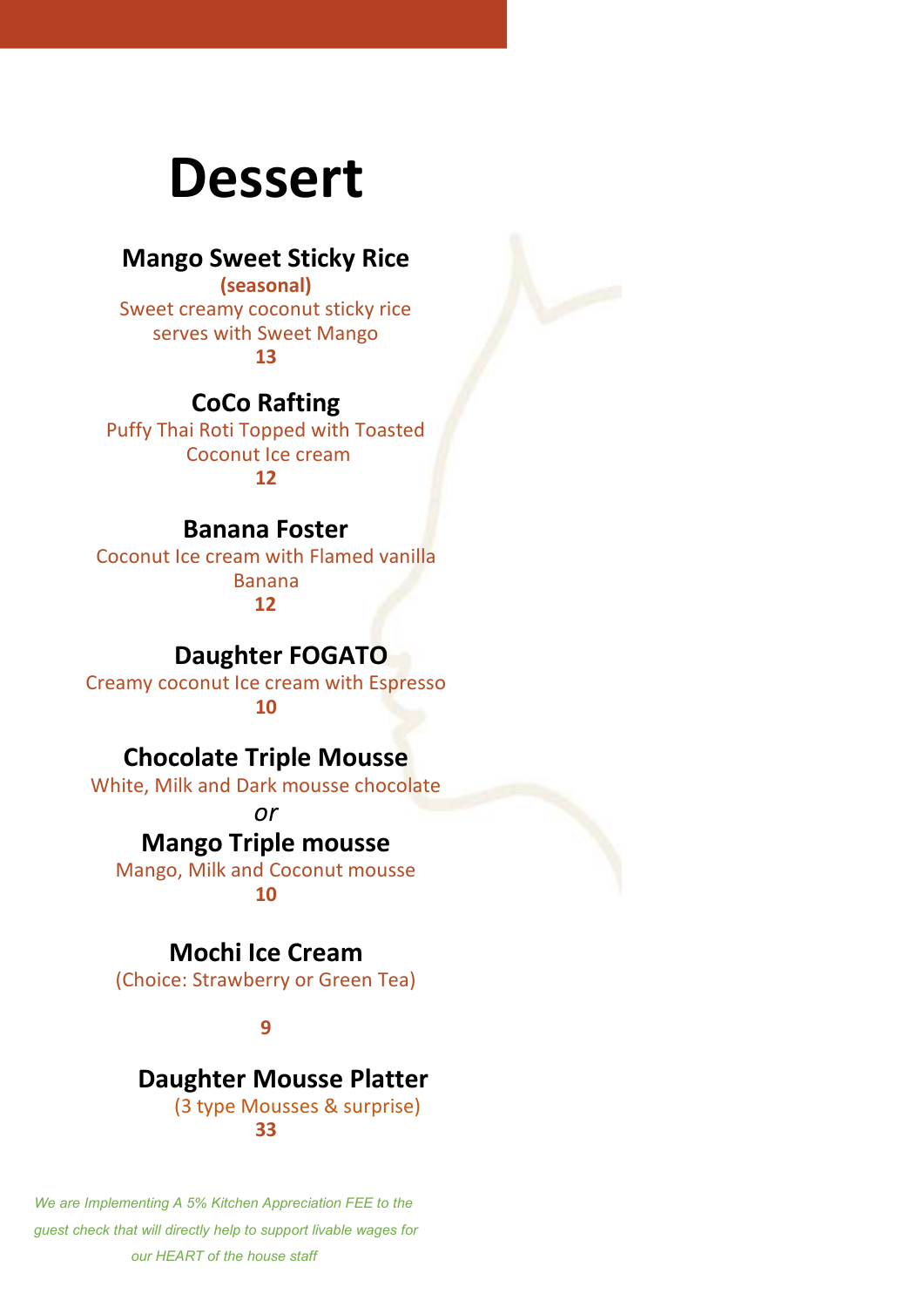# Dessert

## Mango Sweet Sticky Rice

**(seasonal)**

Sweet creamy coconut sticky rice
serves with Sweet Mango

**13**

## CoCo Rafting

Puffy Thai Roti Topped with Toasted
Coconut Ice cream

**12**

## Banana Foster

Coconut Ice cream with Flamed vanilla
Banana

**12**

## Daughter FOGATO

Creamy coconut Ice cream with Espresso

**10**

## Chocolate Triple Mousse

White, Milk and Dark mousse chocolate

*or*

## Mango Triple mousse

Mango, Milk and Coconut mousse

**10**

## Mochi Ice Cream

(Choice: Strawberry or Green Tea)

**9**

## Daughter Mousse Platter

(3 type Mousses & surprise)

**33**

*We are Implementing A 5% Kitchen Appreciation FEE to the guest check that will directly help to support livable wages for our HEART of the house staff*